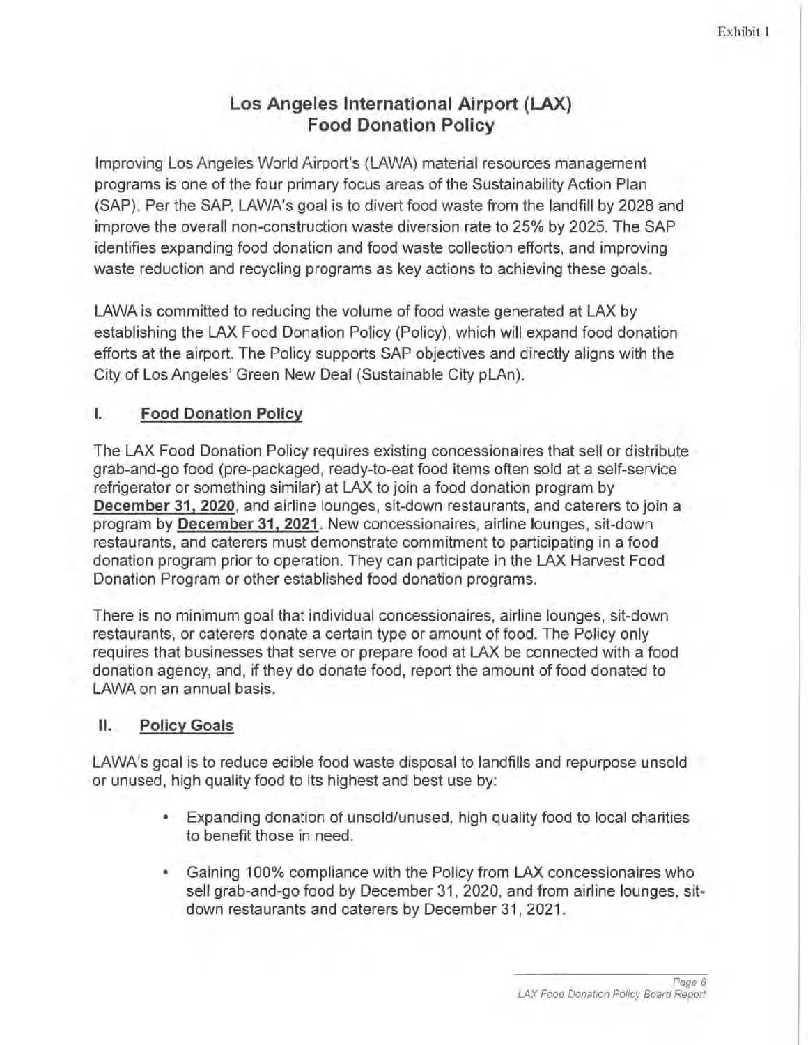# Los Angeles International Airport (LAX) Food Donation Policy

Improving Los Angeles World Airport's (LAWA) material resources management programs is one of the four primary focus areas of the Sustainability Action Plan (SAP). Per the SAP, LAWA's goal is to divert food waste from the landfill by 2028 and improve the overall non-construction waste diversion rate to 25% by 2025. The SAP identifies expanding food donation and food waste collection efforts, and improving waste reduction and recycling programs as key actions to achieving these goals.

LAWA is committed to reducing the volume of food waste generated at LAX by establishing the LAX Food Donation Policy (Policy), which will expand food donation efforts at the airport. The Policy supports SAP objectives and directly aligns with the City of Los Angeles' Green New Deal (Sustainable City pLAn).

## I. Food Donation Policy

The LAX Food Donation Policy requires existing concessionaires that sell or distribute grab-and-go food (pre-packaged, ready-to-eat food items often sold at a self-service refrigerator or something similar) at LAX to join a food donation program by **December 31, 2020**, and airline lounges, sit-down restaurants, and caterers to join a program by **December 31, 2021**. New concessionaires, airline lounges, sit-down restaurants, and caterers must demonstrate commitment to participating in a food donation program prior to operation. They can participate in the LAX Harvest Food Donation Program or other established food donation programs.

There is no minimum goal that individual concessionaires, airline lounges, sit-down restaurants, or caterers donate a certain type or amount of food. The Policy only requires that businesses that serve or prepare food at LAX be connected with a food donation agency, and, if they do donate food, report the amount of food donated to LAWA on an annual basis.

## II. Policy Goals

LAWA's goal is to reduce edible food waste disposal to landfills and repurpose unsold or unused, high quality food to its highest and best use by:

- Expanding donation of unsold/unused, high quality food to local charities to benefit those in need.
- Gaining 100% compliance with the Policy from LAX concessionaires who sell grab-and-go food by December 31, 2020, and from airline lounges, sit-down restaurants and caterers by December 31, 2021.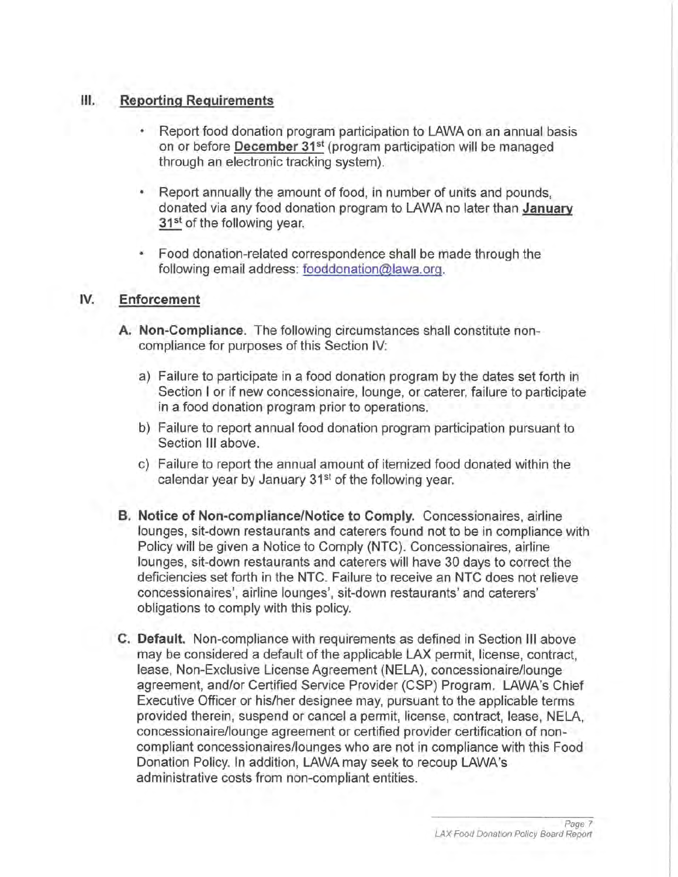## III. Reporting Requirements

- Report food donation program participation to LAWA on an annual basis on or before **December 31st** (program participation will be managed through an electronic tracking system).
- Report annually the amount of food, in number of units and pounds, donated via any food donation program to LAWA no later than **January 31st** of the following year.
- Food donation-related correspondence shall be made through the following email address: fooddonation@lawa.org.

## IV. Enforcement

**A. Non-Compliance.** The following circumstances shall constitute non-compliance for purposes of this Section IV:

a) Failure to participate in a food donation program by the dates set forth in Section I or if new concessionaire, lounge, or caterer, failure to participate in a food donation program prior to operations.

b) Failure to report annual food donation program participation pursuant to Section III above.

c) Failure to report the annual amount of itemized food donated within the calendar year by January 31st of the following year.

**B. Notice of Non-compliance/Notice to Comply.** Concessionaires, airline lounges, sit-down restaurants and caterers found not to be in compliance with Policy will be given a Notice to Comply (NTC). Concessionaires, airline lounges, sit-down restaurants and caterers will have 30 days to correct the deficiencies set forth in the NTC. Failure to receive an NTC does not relieve concessionaires', airline lounges', sit-down restaurants' and caterers' obligations to comply with this policy.

**C. Default.** Non-compliance with requirements as defined in Section III above may be considered a default of the applicable LAX permit, license, contract, lease, Non-Exclusive License Agreement (NELA), concessionaire/lounge agreement, and/or Certified Service Provider (CSP) Program. LAWA's Chief Executive Officer or his/her designee may, pursuant to the applicable terms provided therein, suspend or cancel a permit, license, contract, lease, NELA, concessionaire/lounge agreement or certified provider certification of non-compliant concessionaires/lounges who are not in compliance with this Food Donation Policy. In addition, LAWA may seek to recoup LAWA's administrative costs from non-compliant entities.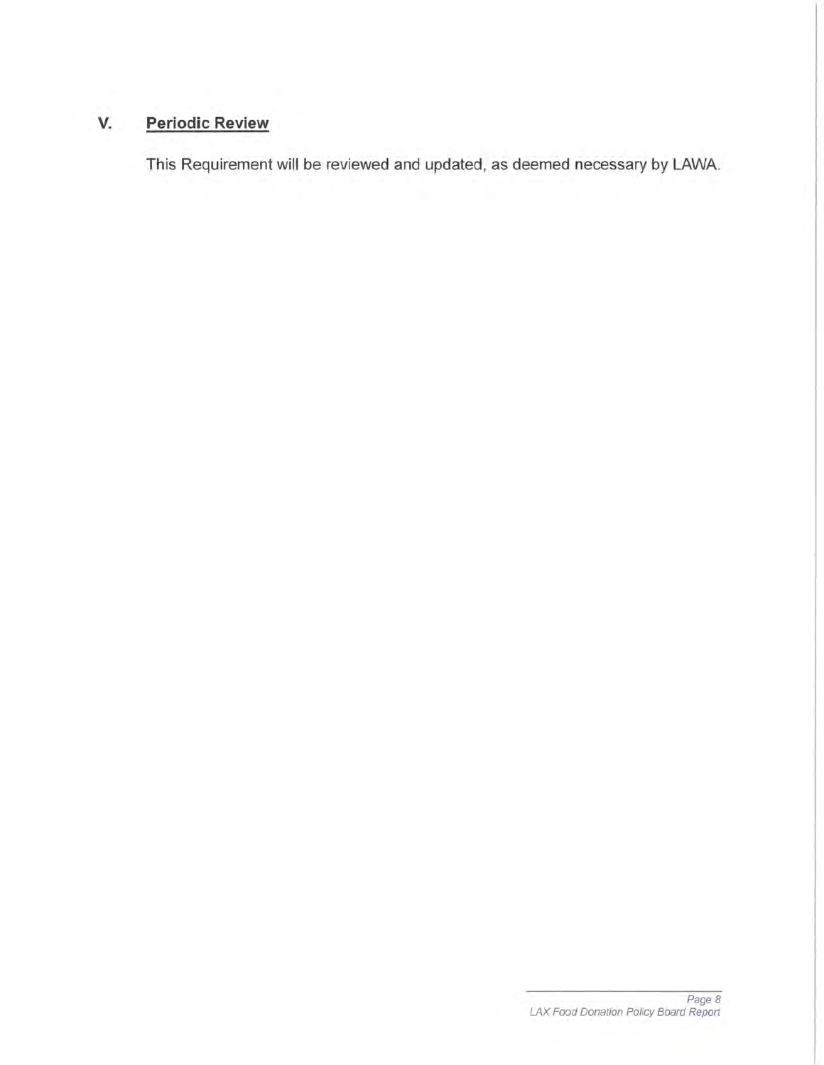## V. Periodic Review

This Requirement will be reviewed and updated, as deemed necessary by LAWA.